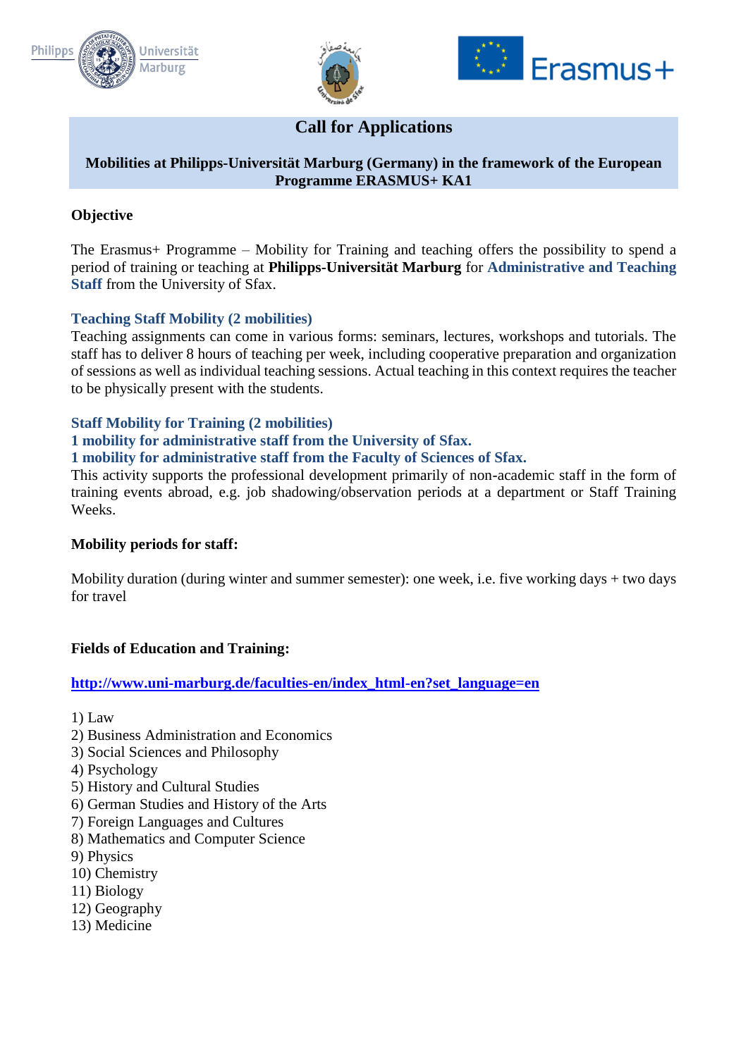# Call for Applications

**Mobilities at Philipps-Universität Marburg (Germany) in the framework of the European Programme ERASMUS+ KA1**

## Objective

The Erasmus+ Programme – Mobility for Training and teaching offers the possibility to spend a period of training or teaching at **Philipps-Universität Marburg** for **Administrative and Teaching Staff** from the University of Sfax.

### Teaching Staff Mobility (2 mobilities)

Teaching assignments can come in various forms: seminars, lectures, workshops and tutorials. The staff has to deliver 8 hours of teaching per week, including cooperative preparation and organization of sessions as well as individual teaching sessions. Actual teaching in this context requires the teacher to be physically present with the students.

### Staff Mobility for Training (2 mobilities)

**1 mobility for administrative staff from the University of Sfax.**
**1 mobility for administrative staff from the Faculty of Sciences of Sfax.**

This activity supports the professional development primarily of non-academic staff in the form of training events abroad, e.g. job shadowing/observation periods at a department or Staff Training Weeks.

## Mobility periods for staff:

Mobility duration (during winter and summer semester): one week, i.e. five working days + two days for travel

## Fields of Education and Training:

**http://www.uni-marburg.de/faculties-en/index_html-en?set_language=en**

1) Law
2) Business Administration and Economics
3) Social Sciences and Philosophy
4) Psychology
5) History and Cultural Studies
6) German Studies and History of the Arts
7) Foreign Languages and Cultures
8) Mathematics and Computer Science
9) Physics
10) Chemistry
11) Biology
12) Geography
13) Medicine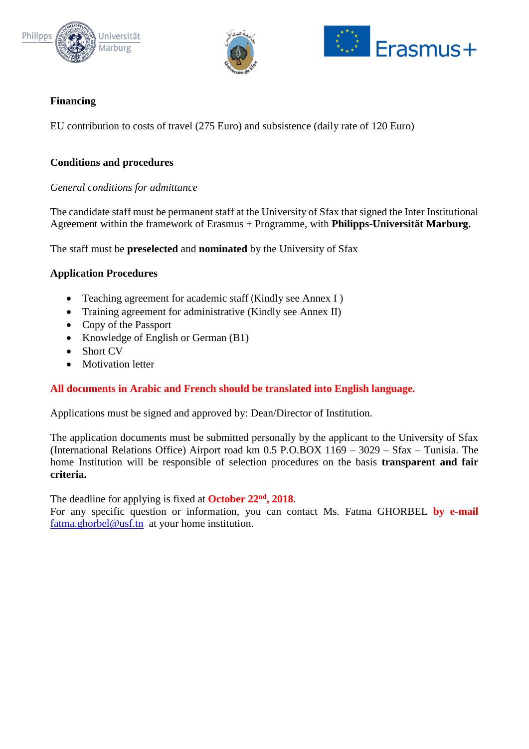**Financing**

EU contribution to costs of travel (275 Euro) and subsistence (daily rate of 120 Euro)

**Conditions and procedures**

*General conditions for admittance*

The candidate staff must be permanent staff at the University of Sfax that signed the Inter Institutional Agreement within the framework of Erasmus + Programme, with **Philipps-Universität Marburg.**

The staff must be **preselected** and **nominated** by the University of Sfax

**Application Procedures**

- Teaching agreement for academic staff (Kindly see Annex I )
- Training agreement for administrative (Kindly see Annex II)
- Copy of the Passport
- Knowledge of English or German (B1)
- Short CV
- Motivation letter

**All documents in Arabic and French should be translated into English language.**

Applications must be signed and approved by: Dean/Director of Institution.

The application documents must be submitted personally by the applicant to the University of Sfax (International Relations Office) Airport road km 0.5 P.O.BOX 1169 – 3029 – Sfax – Tunisia. The home Institution will be responsible of selection procedures on the basis **transparent and fair criteria.**

The deadline for applying is fixed at **October 22nd, 2018**.
For any specific question or information, you can contact Ms. Fatma GHORBEL **by e-mail** fatma.ghorbel@usf.tn at your home institution.